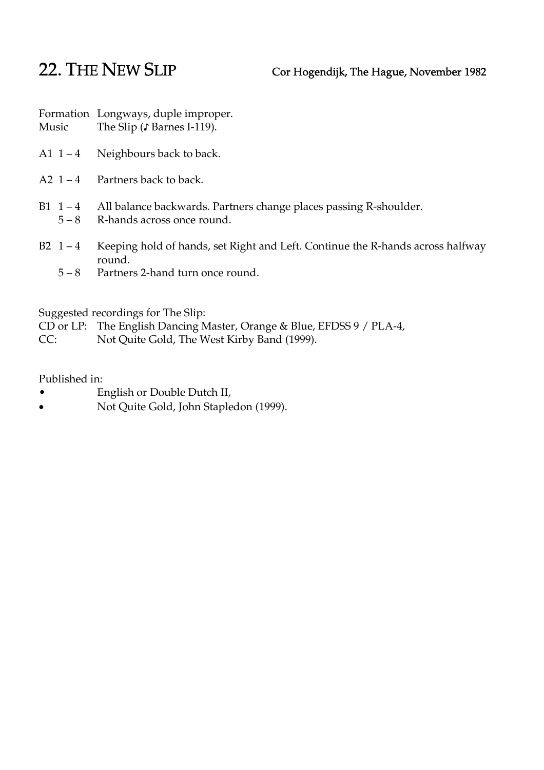# 22. THE NEW SLIP

Cor Hogendijk, The Hague, November 1982

Formation Longways, duple improper.
Music The Slip (♪ Barnes I-119).

A1 1 – 4 Neighbours back to back.

A2 1 – 4 Partners back to back.

B1 1 – 4 All balance backwards. Partners change places passing R-shoulder.
5 – 8 R-hands across once round.

B2 1 – 4 Keeping hold of hands, set Right and Left. Continue the R-hands across halfway round.
5 – 8 Partners 2-hand turn once round.

Suggested recordings for The Slip:
CD or LP: The English Dancing Master, Orange & Blue, EFDSS 9 / PLA-4,
CC: Not Quite Gold, The West Kirby Band (1999).

Published in:

- English or Double Dutch II,
- Not Quite Gold, John Stapledon (1999).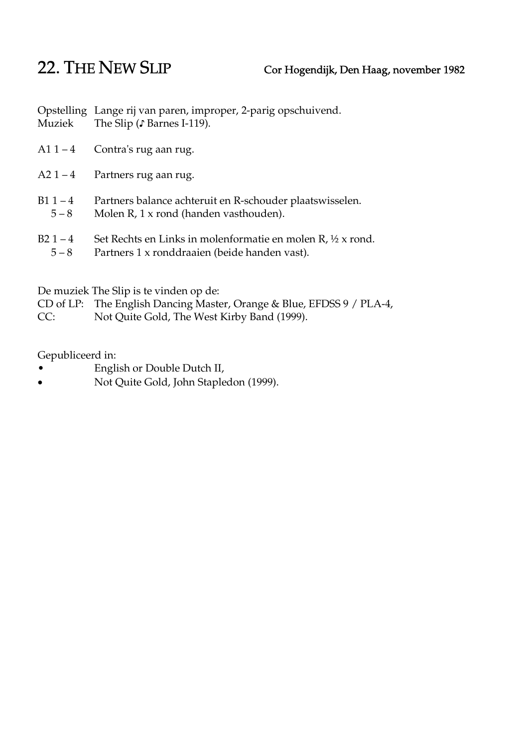# 22. THE NEW SLIP

Cor Hogendijk, Den Haag, november 1982

| | |
|---|---|
| Opstelling | Lange rij van paren, improper, 2-parig opschuivend. |
| Muziek | The Slip (♪ Barnes I-119). |

| | |
|---|---|
| A1 1 – 4 | Contra's rug aan rug. |
| A2 1 – 4 | Partners rug aan rug. |
| B1 1 – 4 | Partners balance achteruit en R-schouder plaatswisselen. |
| 5 – 8 | Molen R, 1 x rond (handen vasthouden). |
| B2 1 – 4 | Set Rechts en Links in molenformatie en molen R, ½ x rond. |
| 5 – 8 | Partners 1 x ronddraaien (beide handen vast). |

De muziek The Slip is te vinden op de:

CD of LP: The English Dancing Master, Orange & Blue, EFDSS 9 / PLA-4,
CC: Not Quite Gold, The West Kirby Band (1999).

Gepubliceerd in:

- English or Double Dutch II,
- Not Quite Gold, John Stapledon (1999).